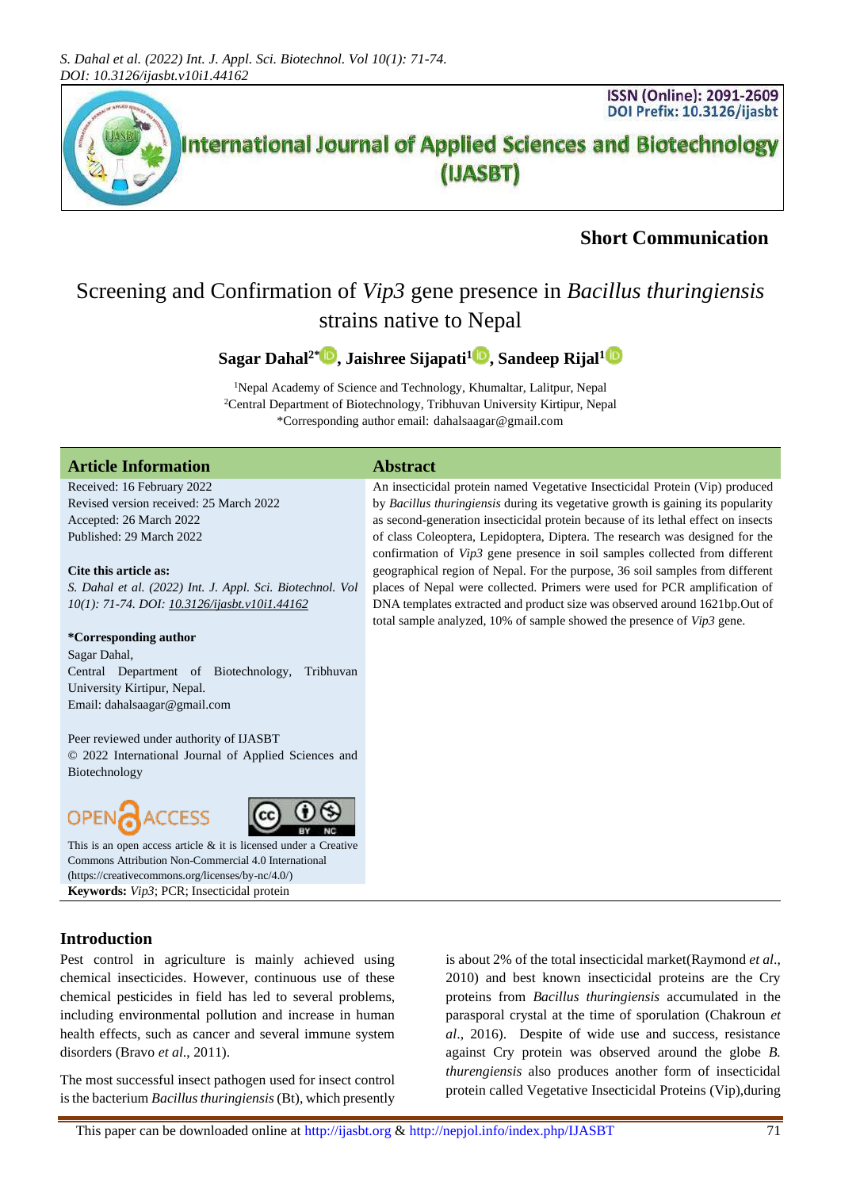Short Communication

# Screening and Confirmation of *Vip3* gene presence in *Bacillus thuringiensis* strains native to Nepal

**Sagar Dahal[2*], Jaishree Sijapati[1], Sandeep Rijal[1]**

[1]Nepal Academy of Science and Technology, Khumaltar, Lalitpur, Nepal
[2]Central Department of Biotechnology, Tribhuvan University Kirtipur, Nepal
*Corresponding author email: dahalsaagar@gmail.com

## Article Information

Received: 16 February 2022
Revised version received: 25 March 2022
Accepted: 26 March 2022
Published: 29 March 2022

**Cite this article as:**
*S. Dahal et al. (2022) Int. J. Appl. Sci. Biotechnol. Vol 10(1): 71-74. DOI: 10.3126/ijasbt.v10i1.44162*

***Corresponding author**
Sagar Dahal,
Central Department of Biotechnology, Tribhuvan University Kirtipur, Nepal.
Email: dahalsaagar@gmail.com

Peer reviewed under authority of IJASBT
© 2022 International Journal of Applied Sciences and Biotechnology

OPEN ACCESS

This is an open access article & it is licensed under a Creative Commons Attribution Non-Commercial 4.0 International (https://creativecommons.org/licenses/by-nc/4.0/)

**Keywords:** *Vip3*; PCR; Insecticidal protein

## Abstract

An insecticidal protein named Vegetative Insecticidal Protein (Vip) produced by *Bacillus thuringiensis* during its vegetative growth is gaining its popularity as second-generation insecticidal protein because of its lethal effect on insects of class Coleoptera, Lepidoptera, Diptera. The research was designed for the confirmation of *Vip3* gene presence in soil samples collected from different geographical region of Nepal. For the purpose, 36 soil samples from different places of Nepal were collected. Primers were used for PCR amplification of DNA templates extracted and product size was observed around 1621bp.Out of total sample analyzed, 10% of sample showed the presence of *Vip3* gene.

## Introduction

Pest control in agriculture is mainly achieved using chemical insecticides. However, continuous use of these chemical pesticides in field has led to several problems, including environmental pollution and increase in human health effects, such as cancer and several immune system disorders (Bravo *et al*., 2011).

The most successful insect pathogen used for insect control is the bacterium *Bacillus thuringiensis* (Bt), which presently is about 2% of the total insecticidal market(Raymond *et al*., 2010) and best known insecticidal proteins are the Cry proteins from *Bacillus thuringiensis* accumulated in the parasporal crystal at the time of sporulation (Chakroun *et al*., 2016). Despite of wide use and success, resistance against Cry protein was observed around the globe *B. thurengiensis* also produces another form of insecticidal protein called Vegetative Insecticidal Proteins (Vip),during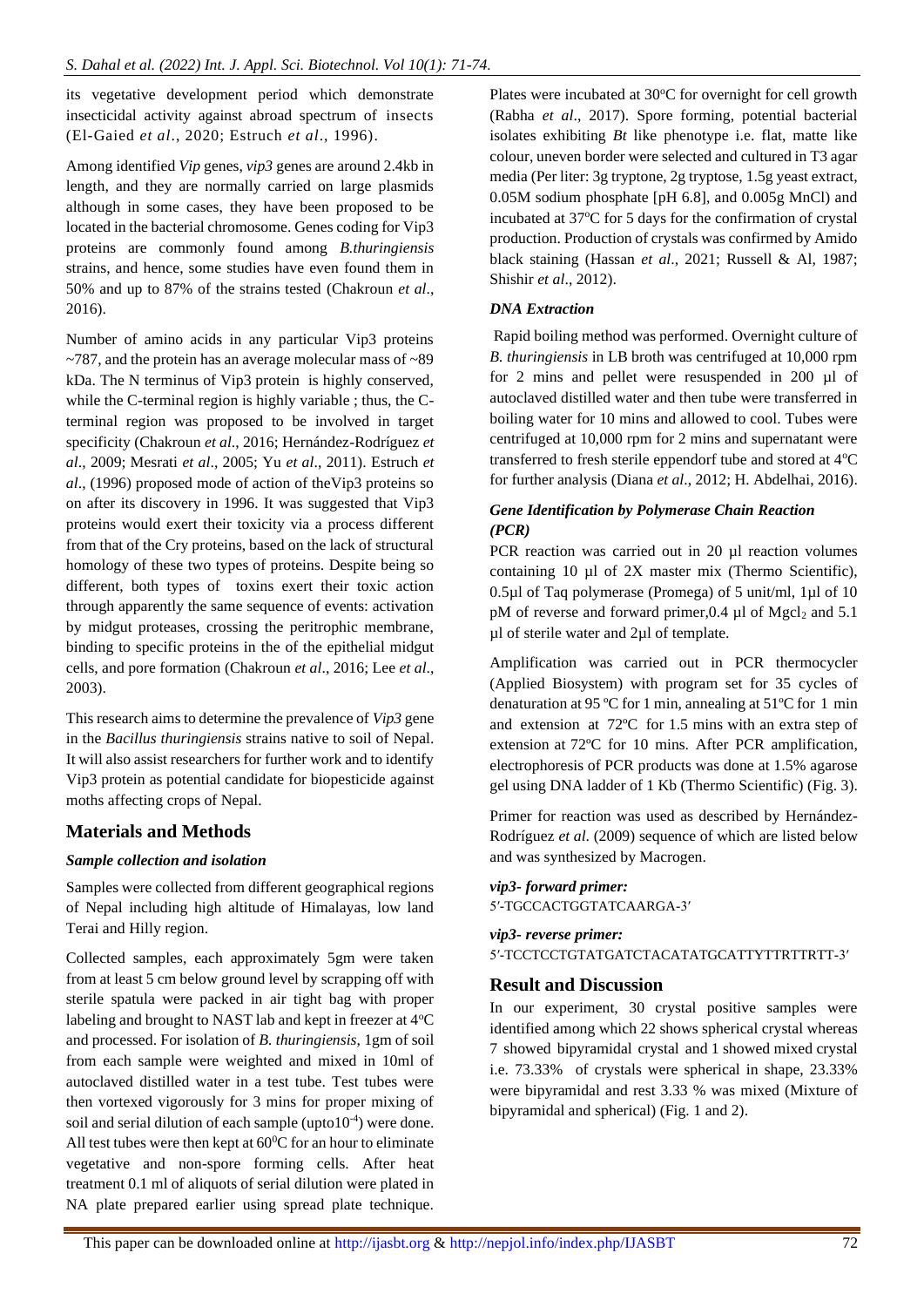its vegetative development period which demonstrate insecticidal activity against abroad spectrum of insects (El-Gaied *et al*., 2020; Estruch *et al*., 1996).

Among identified *Vip* genes, *vip3* genes are around 2.4kb in length, and they are normally carried on large plasmids although in some cases, they have been proposed to be located in the bacterial chromosome. Genes coding for Vip3 proteins are commonly found among *B.thuringiensis* strains, and hence, some studies have even found them in 50% and up to 87% of the strains tested (Chakroun *et al*., 2016).

Number of amino acids in any particular Vip3 proteins ~787, and the protein has an average molecular mass of ~89 kDa. The N terminus of Vip3 protein is highly conserved, while the C-terminal region is highly variable ; thus, the C-terminal region was proposed to be involved in target specificity (Chakroun *et al*., 2016; Hernández-Rodríguez *et al*., 2009; Mesrati *et al*., 2005; Yu *et al*., 2011). Estruch *et al*., (1996) proposed mode of action of theVip3 proteins so on after its discovery in 1996. It was suggested that Vip3 proteins would exert their toxicity via a process different from that of the Cry proteins, based on the lack of structural homology of these two types of proteins. Despite being so different, both types of toxins exert their toxic action through apparently the same sequence of events: activation by midgut proteases, crossing the peritrophic membrane, binding to specific proteins in the of the epithelial midgut cells, and pore formation (Chakroun *et al*., 2016; Lee *et al*., 2003).

This research aims to determine the prevalence of *Vip3* gene in the *Bacillus thuringiensis* strains native to soil of Nepal. It will also assist researchers for further work and to identify Vip3 protein as potential candidate for biopesticide against moths affecting crops of Nepal.

## Materials and Methods

### *Sample collection and isolation*

Samples were collected from different geographical regions of Nepal including high altitude of Himalayas, low land Terai and Hilly region.

Collected samples, each approximately 5gm were taken from at least 5 cm below ground level by scrapping off with sterile spatula were packed in air tight bag with proper labeling and brought to NAST lab and kept in freezer at 4$^{o}$C and processed. For isolation of *B. thuringiensis*, 1gm of soil from each sample were weighted and mixed in 10ml of autoclaved distilled water in a test tube. Test tubes were then vortexed vigorously for 3 mins for proper mixing of soil and serial dilution of each sample (upto$10^{-4}$) were done. All test tubes were then kept at $60^{0}$C for an hour to eliminate vegetative and non-spore forming cells. After heat treatment 0.1 ml of aliquots of serial dilution were plated in NA plate prepared earlier using spread plate technique. Plates were incubated at 30$^{o}$C for overnight for cell growth (Rabha *et al*., 2017). Spore forming, potential bacterial isolates exhibiting *Bt* like phenotype i.e. flat, matte like colour, uneven border were selected and cultured in T3 agar media (Per liter: 3g tryptone, 2g tryptose, 1.5g yeast extract, 0.05M sodium phosphate [pH 6.8], and 0.005g MnCl) and incubated at 37$^{o}$C for 5 days for the confirmation of crystal production. Production of crystals was confirmed by Amido black staining (Hassan *et al*., 2021; Russell & Al, 1987; Shishir *et al*., 2012).

### *DNA Extraction*

Rapid boiling method was performed. Overnight culture of *B. thuringiensis* in LB broth was centrifuged at 10,000 rpm for 2 mins and pellet were resuspended in 200 µl of autoclaved distilled water and then tube were transferred in boiling water for 10 mins and allowed to cool. Tubes were centrifuged at 10,000 rpm for 2 mins and supernatant were transferred to fresh sterile eppendorf tube and stored at 4$^{o}$C for further analysis (Diana *et al*., 2012; H. Abdelhai, 2016).

### *Gene Identification by Polymerase Chain Reaction (PCR)*

PCR reaction was carried out in 20 µl reaction volumes containing 10 µl of 2X master mix (Thermo Scientific), 0.5µl of Taq polymerase (Promega) of 5 unit/ml, 1µl of 10 pM of reverse and forward primer,0.4 µl of $Mgcl_2$ and 5.1 µl of sterile water and 2µl of template.

Amplification was carried out in PCR thermocycler (Applied Biosystem) with program set for 35 cycles of denaturation at 95 ºC for 1 min, annealing at 51ºC for 1 min and extension at 72ºC for 1.5 mins with an extra step of extension at 72ºC for 10 mins. After PCR amplification, electrophoresis of PCR products was done at 1.5% agarose gel using DNA ladder of 1 Kb (Thermo Scientific) (Fig. 3).

Primer for reaction was used as described by Hernández-Rodríguez *et al*. (2009) sequence of which are listed below and was synthesized by Macrogen.

***vip3- forward primer:***
5′-TGCCACTGGTATCAARGA-3′

***vip3- reverse primer:***
5′-TCCTCCTGTATGATCTACATATGCATTYTTRTTRTT-3′

## Result and Discussion

In our experiment, 30 crystal positive samples were identified among which 22 shows spherical crystal whereas 7 showed bipyramidal crystal and 1 showed mixed crystal i.e. 73.33% of crystals were spherical in shape, 23.33% were bipyramidal and rest 3.33 % was mixed (Mixture of bipyramidal and spherical) (Fig. 1 and 2).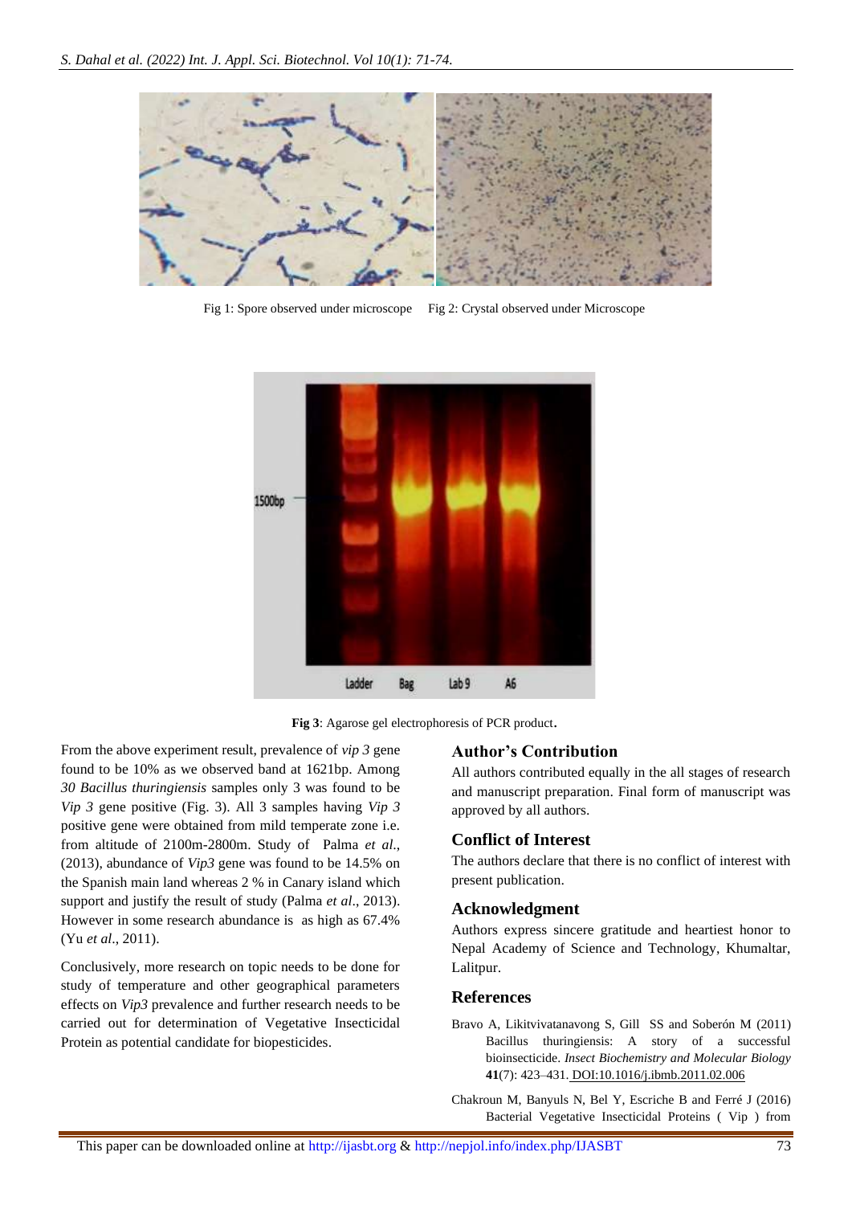Fig 1: Spore observed under microscope    Fig 2: Crystal observed under Microscope

**Fig 3**: Agarose gel electrophoresis of PCR product.

From the above experiment result, prevalence of *vip 3* gene found to be 10% as we observed band at 1621bp. Among *30 Bacillus thuringiensis* samples only 3 was found to be *Vip 3* gene positive (Fig. 3). All 3 samples having *Vip 3* positive gene were obtained from mild temperate zone i.e. from altitude of 2100m-2800m. Study of Palma *et al.*, (2013), abundance of *Vip3* gene was found to be 14.5% on the Spanish main land whereas 2 % in Canary island which support and justify the result of study (Palma *et al*., 2013). However in some research abundance is as high as 67.4% (Yu *et al*., 2011).

Conclusively, more research on topic needs to be done for study of temperature and other geographical parameters effects on *Vip3* prevalence and further research needs to be carried out for determination of Vegetative Insecticidal Protein as potential candidate for biopesticides.

## Author's Contribution

All authors contributed equally in the all stages of research and manuscript preparation. Final form of manuscript was approved by all authors.

## Conflict of Interest

The authors declare that there is no conflict of interest with present publication.

## Acknowledgment

Authors express sincere gratitude and heartiest honor to Nepal Academy of Science and Technology, Khumaltar, Lalitpur.

## References

Bravo A, Likitvivatanavong S, Gill SS and Soberón M (2011) Bacillus thuringiensis: A story of a successful bioinsecticide. *Insect Biochemistry and Molecular Biology* **41**(7): 423–431. DOI:10.1016/j.ibmb.2011.02.006

Chakroun M, Banyuls N, Bel Y, Escriche B and Ferré J (2016) Bacterial Vegetative Insecticidal Proteins ( Vip ) from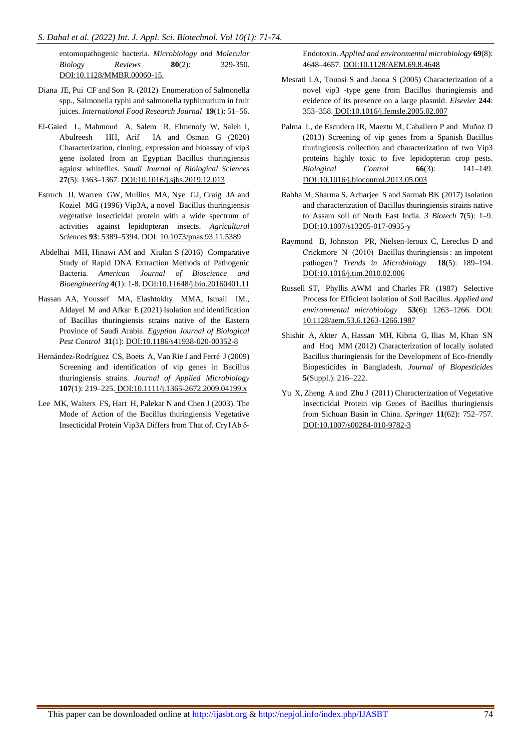entomopathogenic bacteria. *Microbiology and Molecular Biology Reviews* **80**(2): 329-350. DOI:10.1128/MMBR.00060-15.

Diana JE, Pui CF and Son R. (2012) Enumeration of Salmonella spp., Salmonella typhi and salmonella typhimurium in fruit juices. *International Food Research Journal* **19**(1): 51–56.

El-Gaied L, Mahmoud A, Salem R, Elmenofy W, Saleh I, Abulreesh HH, Arif IA and Osman G (2020) Characterization, cloning, expression and bioassay of vip3 gene isolated from an Egyptian Bacillus thuringiensis against whiteflies. *Saudi Journal of Biological Sciences* **27**(5): 1363–1367. DOI:10.1016/j.sjbs.2019.12.013

Estruch JJ, Warren GW, Mullins MA, Nye GJ, Craig JA and Koziel MG (1996) Vip3A, a novel Bacillus thuringiensis vegetative insecticidal protein with a wide spectrum of activities against lepidopteran insects. *Agricultural Sciences* **93**: 5389–5394. DOI: 10.1073/pnas.93.11.5389

Abdelhai MH, Hinawi AM and Xiulan S (2016) Comparative Study of Rapid DNA Extraction Methods of Pathogenic Bacteria. *American Journal of Bioscience and Bioengineering* **4**(1): 1-8. DOI:10.11648/j.bio.20160401.11

Hassan AA, Youssef MA, Elashtokhy MMA, Ismail IM., Aldayel M and Afkar E (2021) Isolation and identification of Bacillus thuringiensis strains native of the Eastern Province of Saudi Arabia. *Egyptian Journal of Biological Pest Control* **31**(1): DOI:10.1186/s41938-020-00352-8

Hernández-Rodríguez CS, Boets A, Van Rie J and Ferré J (2009) Screening and identification of vip genes in Bacillus thuringiensis strains. *Journal of Applied Microbiology* **107**(1): 219–225. DOI:10.1111/j.1365-2672.2009.04199.x

Lee MK, Walters FS, Hart H, Palekar N and Chen J (2003). The Mode of Action of the Bacillus thuringiensis Vegetative Insecticidal Protein Vip3A Differs from That of. Cry1Ab δ-Endotoxin. *Applied and environmental microbiology* **69**(8): 4648–4657. DOI:10.1128/AEM.69.8.4648

Mesrati LA, Tounsi S and Jaoua S (2005) Characterization of a novel vip3 -type gene from Bacillus thuringiensis and evidence of its presence on a large plasmid. *Elsevier* **244**: 353–358. DOI:10.1016/j.femsle.2005.02.007

Palma L, de Escudero IR, Maeztu M, Caballero P and Muñoz D (2013) Screening of vip genes from a Spanish Bacillus thuringiensis collection and characterization of two Vip3 proteins highly toxic to five lepidopteran crop pests. *Biological Control* **66**(3): 141–149. DOI:10.1016/j.biocontrol.2013.05.003

Rabha M, Sharma S, Acharjee S and Sarmah BK (2017) Isolation and characterization of Bacillus thuringiensis strains native to Assam soil of North East India. *3 Biotech* **7**(5): 1–9. DOI:10.1007/s13205-017-0935-y

Raymond B, Johnston PR, Nielsen-leroux C, Lereclus D and Crickmore N (2010) Bacillus thuringiensis : an impotent pathogen ? *Trends in Microbiology* **18**(5): 189–194. DOI:10.1016/j.tim.2010.02.006

Russell ST, Phyllis AWM and Charles FR (1987) Selective Process for Efficient Isolation of Soil Bacillus. *Applied and environmental microbiology* **53**(6): 1263–1266. DOI: 10.1128/aem.53.6.1263-1266.1987

Shishir A, Akter A, Hassan MH, Kibria G, Ilias M, Khan SN and Hoq MM (2012) Characterization of locally isolated Bacillus thuringiensis for the Development of Eco-friendly Biopesticides in Bangladesh. *Journal of Biopesticides* **5**(Suppl.): 216–222.

Yu X, Zheng A and Zhu J (2011) Characterization of Vegetative Insecticidal Protein vip Genes of Bacillus thuringiensis from Sichuan Basin in China. *Springer* **11**(62): 752–757. DOI:10.1007/s00284-010-9782-3